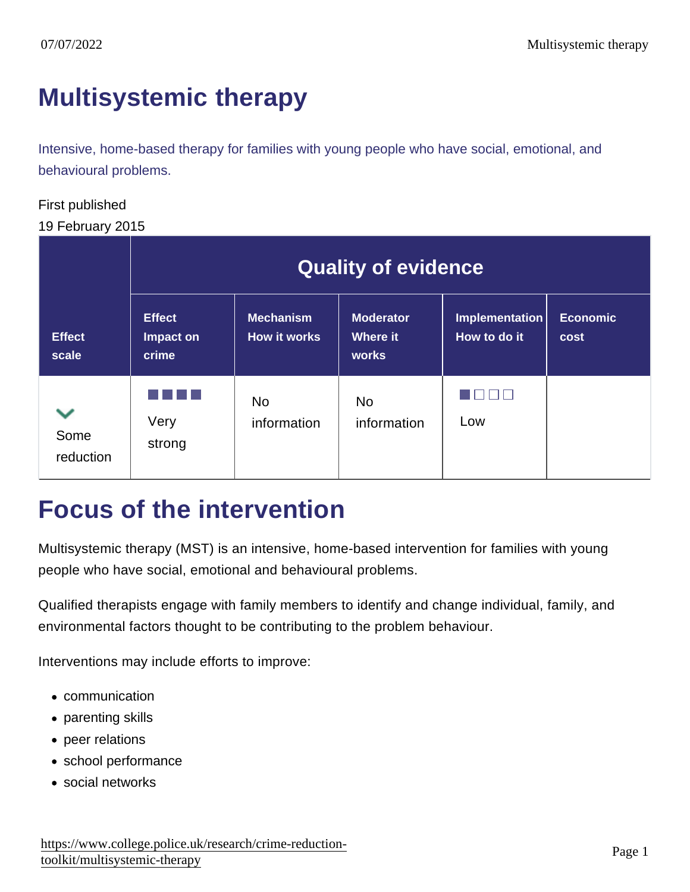# Multisystemic therapy

Intensive, home-based therapy for families with young people who have social, emotional, and behavioural problems.

First published
19 February 2015

| Effect scale | Quality of evidence | | | | |
|---|---|---|---|---|---|
| | **Effect** Impact on crime | **Mechanism** How it works | **Moderator** Where it works | **Implementation** How to do it | **Economic cost** |
| Some reduction | ■■■■ Very strong | No information | No information | ■□□□ Low | |

# Focus of the intervention

Multisystemic therapy (MST) is an intensive, home-based intervention for families with young people who have social, emotional and behavioural problems.

Qualified therapists engage with family members to identify and change individual, family, and environmental factors thought to be contributing to the problem behaviour.

Interventions may include efforts to improve:

- communication
- parenting skills
- peer relations
- school performance
- social networks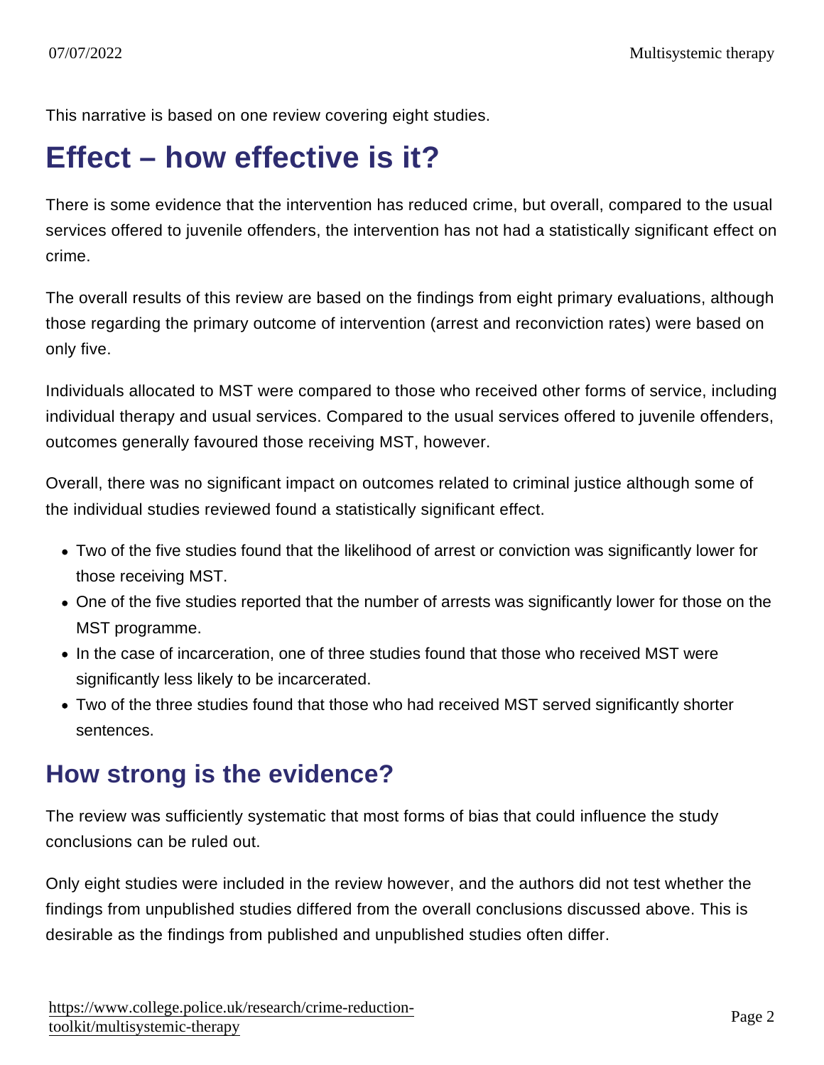This narrative is based on one review covering eight studies.

# Effect – how effective is it?

There is some evidence that the intervention has reduced crime, but overall, compared to the usual services offered to juvenile offenders, the intervention has not had a statistically significant effect on crime.

The overall results of this review are based on the findings from eight primary evaluations, although those regarding the primary outcome of intervention (arrest and reconviction rates) were based on only five.

Individuals allocated to MST were compared to those who received other forms of service, including individual therapy and usual services. Compared to the usual services offered to juvenile offenders, outcomes generally favoured those receiving MST, however.

Overall, there was no significant impact on outcomes related to criminal justice although some of the individual studies reviewed found a statistically significant effect.

- Two of the five studies found that the likelihood of arrest or conviction was significantly lower for those receiving MST.
- One of the five studies reported that the number of arrests was significantly lower for those on the MST programme.
- In the case of incarceration, one of three studies found that those who received MST were significantly less likely to be incarcerated.
- Two of the three studies found that those who had received MST served significantly shorter sentences.

## How strong is the evidence?

The review was sufficiently systematic that most forms of bias that could influence the study conclusions can be ruled out.

Only eight studies were included in the review however, and the authors did not test whether the findings from unpublished studies differed from the overall conclusions discussed above. This is desirable as the findings from published and unpublished studies often differ.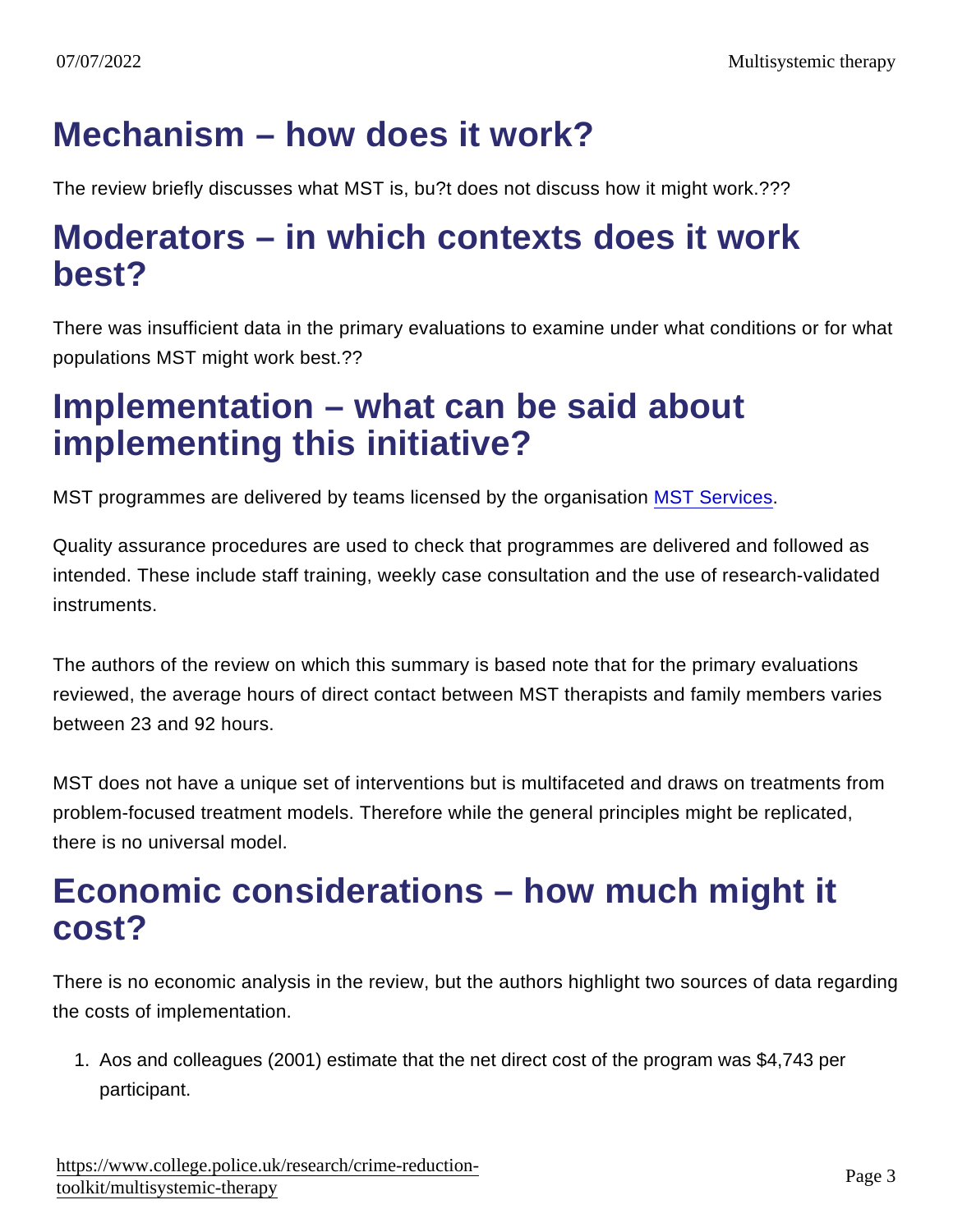## Mechanism – how does it work?

The review briefly discusses what MST is, bu?t does not discuss how it might work.???

## Moderators – in which contexts does it work best?

There was insufficient data in the primary evaluations to examine under what conditions or for what populations MST might work best.??

## Implementation – what can be said about implementing this initiative?

MST programmes are delivered by teams licensed by the organisation [MST Services](#).

Quality assurance procedures are used to check that programmes are delivered and followed as intended. These include staff training, weekly case consultation and the use of research-validated instruments.

The authors of the review on which this summary is based note that for the primary evaluations reviewed, the average hours of direct contact between MST therapists and family members varies between 23 and 92 hours.

MST does not have a unique set of interventions but is multifaceted and draws on treatments from problem-focused treatment models. Therefore while the general principles might be replicated, there is no universal model.

## Economic considerations – how much might it cost?

There is no economic analysis in the review, but the authors highlight two sources of data regarding the costs of implementation.

1. Aos and colleagues (2001) estimate that the net direct cost of the program was $4,743 per participant.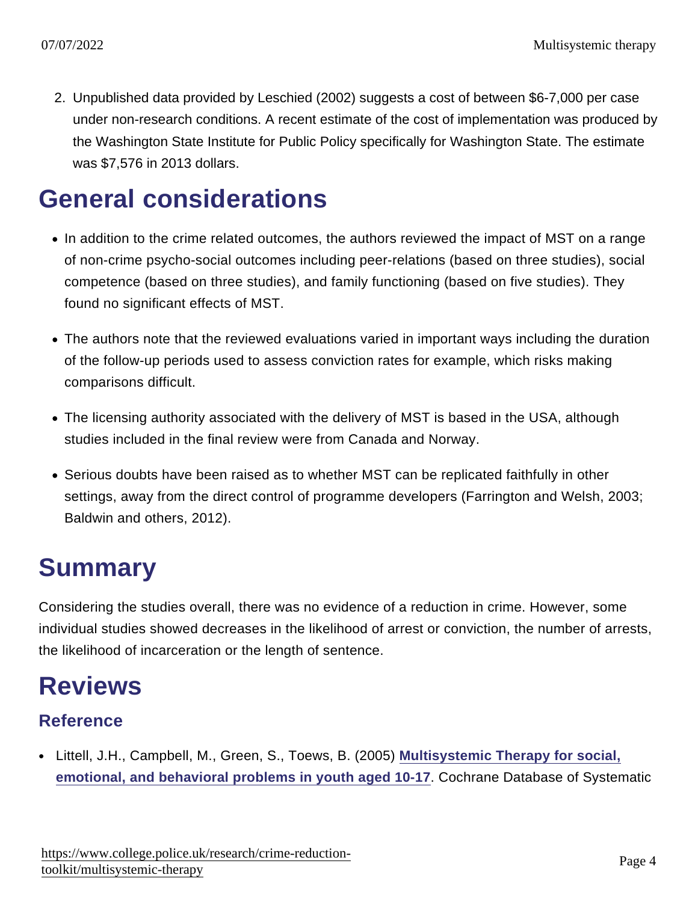2. Unpublished data provided by Leschied (2002) suggests a cost of between $6-7,000 per case under non-research conditions. A recent estimate of the cost of implementation was produced by the Washington State Institute for Public Policy specifically for Washington State. The estimate was $7,576 in 2013 dollars.

## General considerations

- In addition to the crime related outcomes, the authors reviewed the impact of MST on a range of non-crime psycho-social outcomes including peer-relations (based on three studies), social competence (based on three studies), and family functioning (based on five studies). They found no significant effects of MST.
- The authors note that the reviewed evaluations varied in important ways including the duration of the follow-up periods used to assess conviction rates for example, which risks making comparisons difficult.
- The licensing authority associated with the delivery of MST is based in the USA, although studies included in the final review were from Canada and Norway.
- Serious doubts have been raised as to whether MST can be replicated faithfully in other settings, away from the direct control of programme developers (Farrington and Welsh, 2003; Baldwin and others, 2012).

## Summary

Considering the studies overall, there was no evidence of a reduction in crime. However, some individual studies showed decreases in the likelihood of arrest or conviction, the number of arrests, the likelihood of incarceration or the length of sentence.

## Reviews

### Reference

- Littell, J.H., Campbell, M., Green, S., Toews, B. (2005) Multisystemic Therapy for social, emotional, and behavioral problems in youth aged 10-17. Cochrane Database of Systematic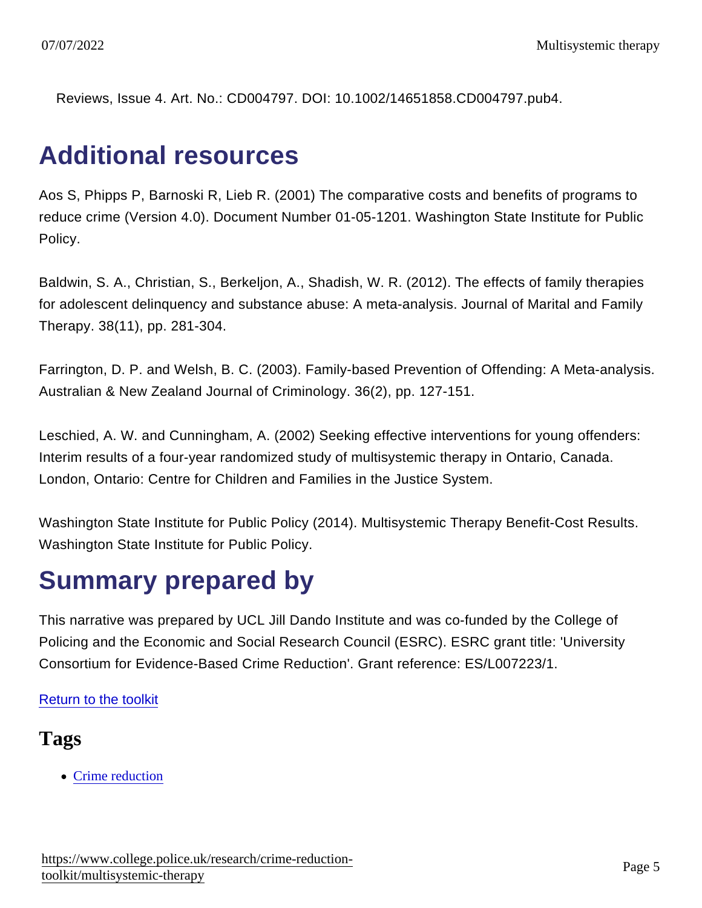Reviews, Issue 4. Art. No.: CD004797. DOI: 10.1002/14651858.CD004797.pub4.

## Additional resources

Aos S, Phipps P, Barnoski R, Lieb R. (2001) The comparative costs and benefits of programs to reduce crime (Version 4.0). Document Number 01-05-1201. Washington State Institute for Public Policy.

Baldwin, S. A., Christian, S., Berkeljon, A., Shadish, W. R. (2012). The effects of family therapies for adolescent delinquency and substance abuse: A meta-analysis. Journal of Marital and Family Therapy. 38(11), pp. 281-304.

Farrington, D. P. and Welsh, B. C. (2003). Family-based Prevention of Offending: A Meta-analysis. Australian & New Zealand Journal of Criminology. 36(2), pp. 127-151.

Leschied, A. W. and Cunningham, A. (2002) Seeking effective interventions for young offenders: Interim results of a four-year randomized study of multisystemic therapy in Ontario, Canada. London, Ontario: Centre for Children and Families in the Justice System.

Washington State Institute for Public Policy (2014). Multisystemic Therapy Benefit-Cost Results. Washington State Institute for Public Policy.

## Summary prepared by

This narrative was prepared by UCL Jill Dando Institute and was co-funded by the College of Policing and the Economic and Social Research Council (ESRC). ESRC grant title: 'University Consortium for Evidence-Based Crime Reduction'. Grant reference: ES/L007223/1.

[Return to the toolkit]

### Tags

- [Crime reduction]